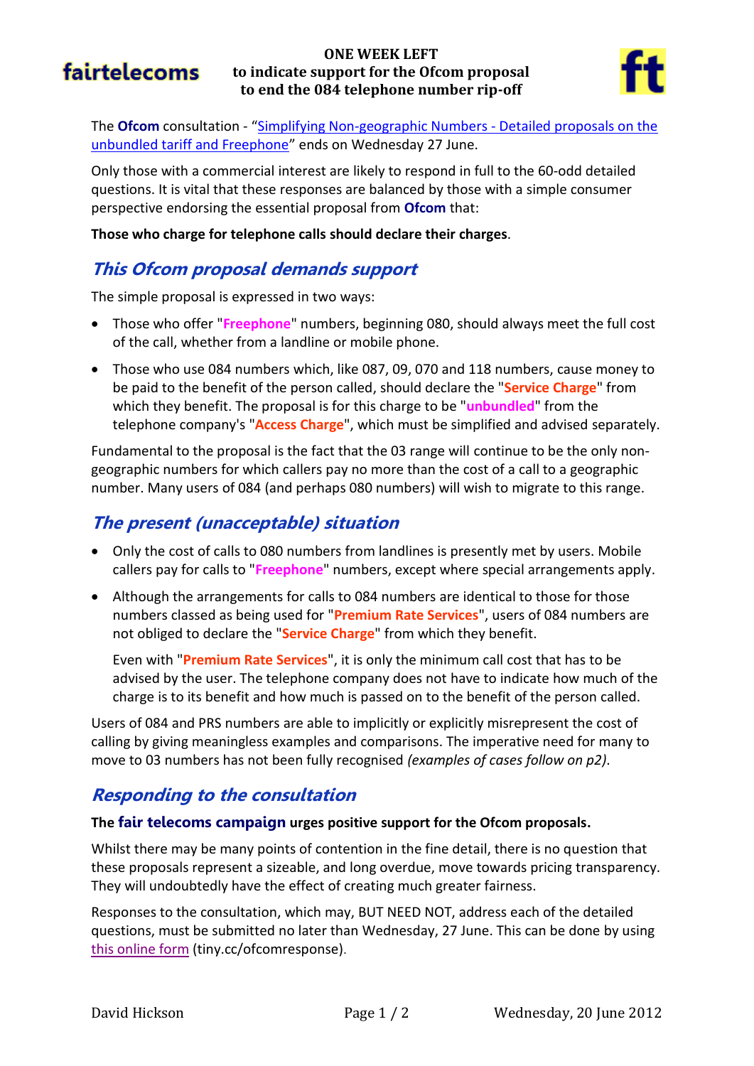fairtelecoms

# ONE WEEK LEFT to indicate support for the Ofcom proposal to end the 084 telephone number rip-off

ft

The **Ofcom** consultation - "[Simplifying Non-geographic Numbers - Detailed proposals on the unbundled tariff and Freephone]" ends on Wednesday 27 June.

Only those with a commercial interest are likely to respond in full to the 60-odd detailed questions. It is vital that these responses are balanced by those with a simple consumer perspective endorsing the essential proposal from **Ofcom** that:

**Those who charge for telephone calls should declare their charges**.

## *This Ofcom proposal demands support*

The simple proposal is expressed in two ways:

- Those who offer "**Freephone**" numbers, beginning 080, should always meet the full cost of the call, whether from a landline or mobile phone.
- Those who use 084 numbers which, like 087, 09, 070 and 118 numbers, cause money to be paid to the benefit of the person called, should declare the "**Service Charge**" from which they benefit. The proposal is for this charge to be "**unbundled**" from the telephone company's "**Access Charge**", which must be simplified and advised separately.

Fundamental to the proposal is the fact that the 03 range will continue to be the only non-geographic numbers for which callers pay no more than the cost of a call to a geographic number. Many users of 084 (and perhaps 080 numbers) will wish to migrate to this range.

## *The present (unacceptable) situation*

- Only the cost of calls to 080 numbers from landlines is presently met by users. Mobile callers pay for calls to "**Freephone**" numbers, except where special arrangements apply.
- Although the arrangements for calls to 084 numbers are identical to those for those numbers classed as being used for "**Premium Rate Services**", users of 084 numbers are not obliged to declare the "**Service Charge**" from which they benefit.

  Even with "**Premium Rate Services**", it is only the minimum call cost that has to be advised by the user. The telephone company does not have to indicate how much of the charge is to its benefit and how much is passed on to the benefit of the person called.

Users of 084 and PRS numbers are able to implicitly or explicitly misrepresent the cost of calling by giving meaningless examples and comparisons. The imperative need for many to move to 03 numbers has not been fully recognised *(examples of cases follow on p2)*.

## *Responding to the consultation*

**The fair telecoms campaign urges positive support for the Ofcom proposals.**

Whilst there may be many points of contention in the fine detail, there is no question that these proposals represent a sizeable, and long overdue, move towards pricing transparency. They will undoubtedly have the effect of creating much greater fairness.

Responses to the consultation, which may, BUT NEED NOT, address each of the detailed questions, must be submitted no later than Wednesday, 27 June. This can be done by using [this online form] (tiny.cc/ofcomresponse).

David Hickson — Wednesday, 20 June 2012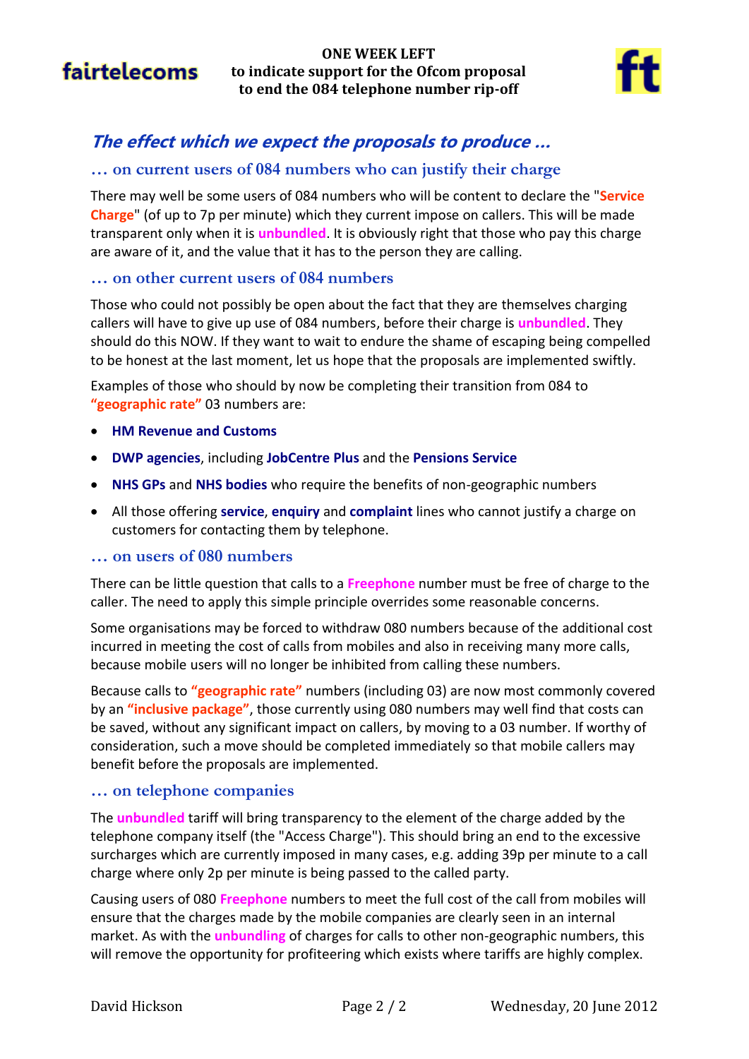## *The effect which we expect the proposals to produce …*

### … on current users of 084 numbers who can justify their charge

There may well be some users of 084 numbers who will be content to declare the "**Service Charge**" (of up to 7p per minute) which they current impose on callers. This will be made transparent only when it is **unbundled**. It is obviously right that those who pay this charge are aware of it, and the value that it has to the person they are calling.

### … on other current users of 084 numbers

Those who could not possibly be open about the fact that they are themselves charging callers will have to give up use of 084 numbers, before their charge is **unbundled**. They should do this NOW. If they want to wait to endure the shame of escaping being compelled to be honest at the last moment, let us hope that the proposals are implemented swiftly.

Examples of those who should by now be completing their transition from 084 to **"geographic rate"** 03 numbers are:

- **HM Revenue and Customs**
- **DWP agencies**, including **JobCentre Plus** and the **Pensions Service**
- **NHS GPs** and **NHS bodies** who require the benefits of non-geographic numbers
- All those offering **service**, **enquiry** and **complaint** lines who cannot justify a charge on customers for contacting them by telephone.

### … on users of 080 numbers

There can be little question that calls to a **Freephone** number must be free of charge to the caller. The need to apply this simple principle overrides some reasonable concerns.

Some organisations may be forced to withdraw 080 numbers because of the additional cost incurred in meeting the cost of calls from mobiles and also in receiving many more calls, because mobile users will no longer be inhibited from calling these numbers.

Because calls to **"geographic rate"** numbers (including 03) are now most commonly covered by an **"inclusive package"**, those currently using 080 numbers may well find that costs can be saved, without any significant impact on callers, by moving to a 03 number. If worthy of consideration, such a move should be completed immediately so that mobile callers may benefit before the proposals are implemented.

### … on telephone companies

The **unbundled** tariff will bring transparency to the element of the charge added by the telephone company itself (the "Access Charge"). This should bring an end to the excessive surcharges which are currently imposed in many cases, e.g. adding 39p per minute to a call charge where only 2p per minute is being passed to the called party.

Causing users of 080 **Freephone** numbers to meet the full cost of the call from mobiles will ensure that the charges made by the mobile companies are clearly seen in an internal market. As with the **unbundling** of charges for calls to other non-geographic numbers, this will remove the opportunity for profiteering which exists where tariffs are highly complex.